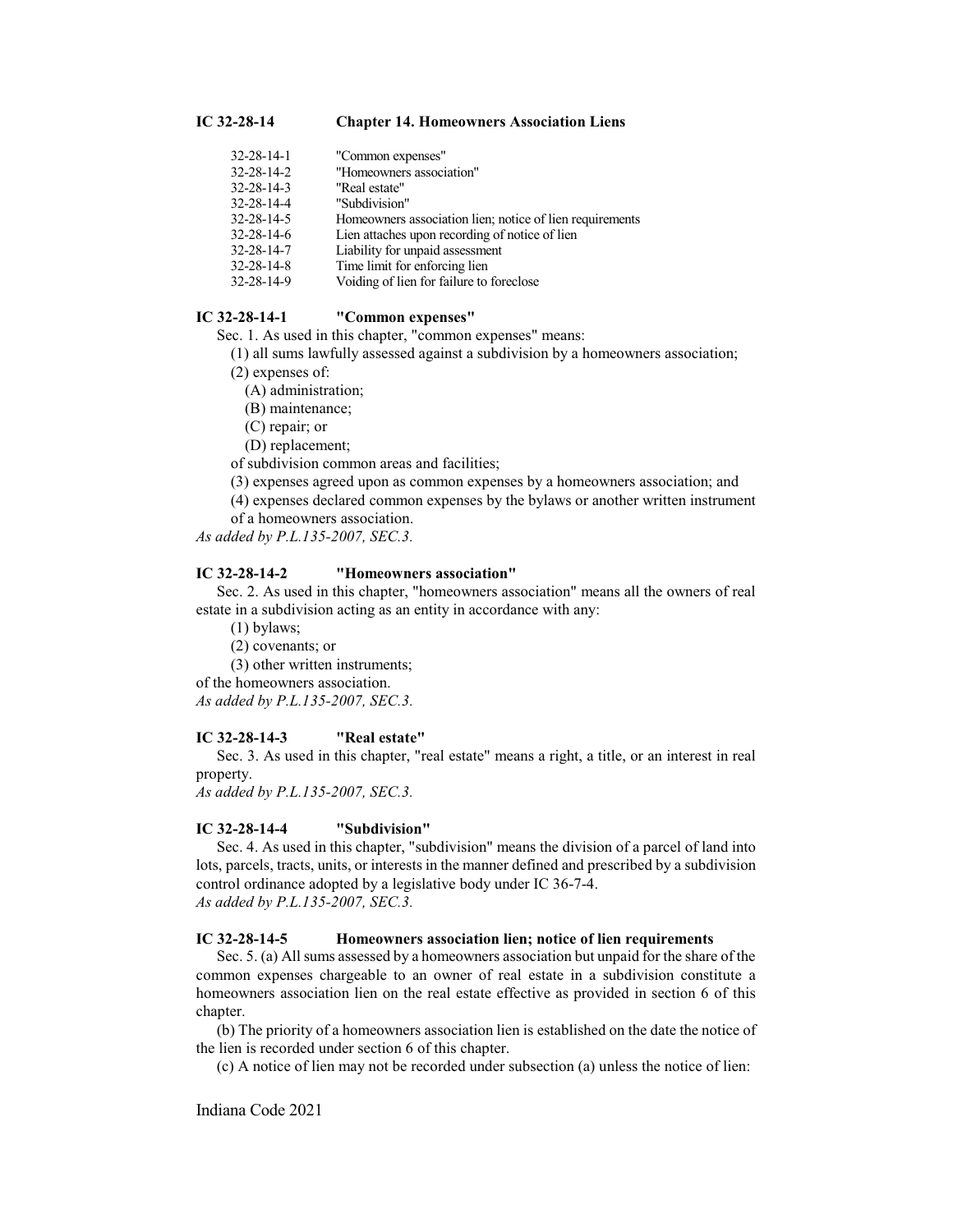## IC 32-28-14 Chapter 14. Homeowners Association Liens

| | |
|---|---|
| 32-28-14-1 | "Common expenses" |
| 32-28-14-2 | "Homeowners association" |
| 32-28-14-3 | "Real estate" |
| 32-28-14-4 | "Subdivision" |
| 32-28-14-5 | Homeowners association lien; notice of lien requirements |
| 32-28-14-6 | Lien attaches upon recording of notice of lien |
| 32-28-14-7 | Liability for unpaid assessment |
| 32-28-14-8 | Time limit for enforcing lien |
| 32-28-14-9 | Voiding of lien for failure to foreclose |

### IC 32-28-14-1 "Common expenses"

Sec. 1. As used in this chapter, "common expenses" means:

(1) all sums lawfully assessed against a subdivision by a homeowners association;

(2) expenses of:

(A) administration;

(B) maintenance;

(C) repair; or

(D) replacement;

of subdivision common areas and facilities;

(3) expenses agreed upon as common expenses by a homeowners association; and

(4) expenses declared common expenses by the bylaws or another written instrument of a homeowners association.

*As added by P.L.135-2007, SEC.3.*

### IC 32-28-14-2 "Homeowners association"

Sec. 2. As used in this chapter, "homeowners association" means all the owners of real estate in a subdivision acting as an entity in accordance with any:

(1) bylaws;

(2) covenants; or

(3) other written instruments;

of the homeowners association.

*As added by P.L.135-2007, SEC.3.*

### IC 32-28-14-3 "Real estate"

Sec. 3. As used in this chapter, "real estate" means a right, a title, or an interest in real property.

*As added by P.L.135-2007, SEC.3.*

### IC 32-28-14-4 "Subdivision"

Sec. 4. As used in this chapter, "subdivision" means the division of a parcel of land into lots, parcels, tracts, units, or interests in the manner defined and prescribed by a subdivision control ordinance adopted by a legislative body under IC 36-7-4.

*As added by P.L.135-2007, SEC.3.*

### IC 32-28-14-5 Homeowners association lien; notice of lien requirements

Sec. 5. (a) All sums assessed by a homeowners association but unpaid for the share of the common expenses chargeable to an owner of real estate in a subdivision constitute a homeowners association lien on the real estate effective as provided in section 6 of this chapter.

(b) The priority of a homeowners association lien is established on the date the notice of the lien is recorded under section 6 of this chapter.

(c) A notice of lien may not be recorded under subsection (a) unless the notice of lien: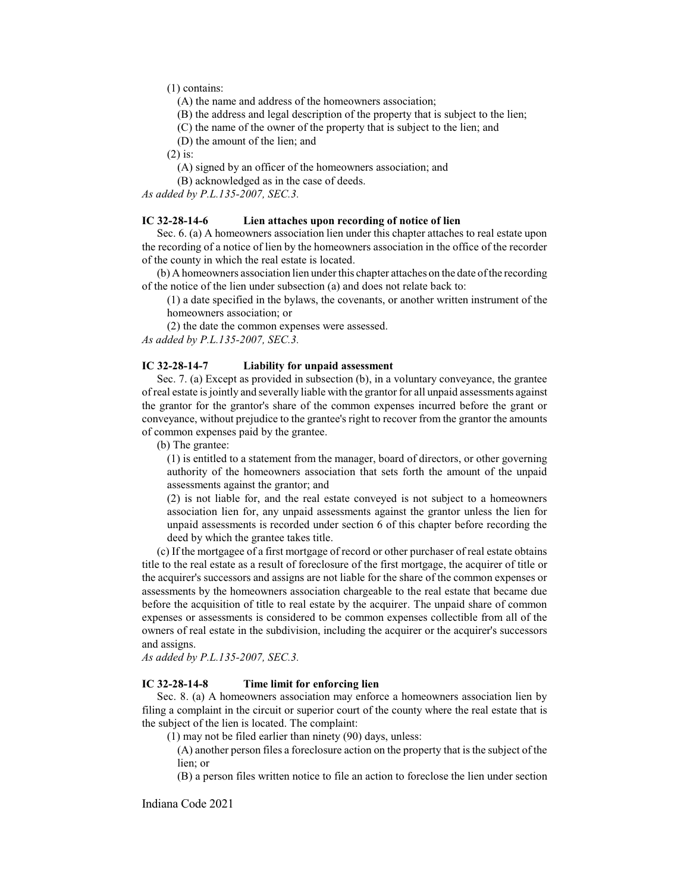(1) contains:

(A) the name and address of the homeowners association;

(B) the address and legal description of the property that is subject to the lien;

(C) the name of the owner of the property that is subject to the lien; and

(D) the amount of the lien; and

(2) is:

(A) signed by an officer of the homeowners association; and

(B) acknowledged as in the case of deeds.

*As added by P.L.135-2007, SEC.3.*

**IC 32-28-14-6 Lien attaches upon recording of notice of lien**

Sec. 6. (a) A homeowners association lien under this chapter attaches to real estate upon the recording of a notice of lien by the homeowners association in the office of the recorder of the county in which the real estate is located.

(b) A homeowners association lien under this chapter attaches on the date of the recording of the notice of the lien under subsection (a) and does not relate back to:

(1) a date specified in the bylaws, the covenants, or another written instrument of the homeowners association; or

(2) the date the common expenses were assessed.

*As added by P.L.135-2007, SEC.3.*

**IC 32-28-14-7 Liability for unpaid assessment**

Sec. 7. (a) Except as provided in subsection (b), in a voluntary conveyance, the grantee of real estate is jointly and severally liable with the grantor for all unpaid assessments against the grantor for the grantor's share of the common expenses incurred before the grant or conveyance, without prejudice to the grantee's right to recover from the grantor the amounts of common expenses paid by the grantee.

(b) The grantee:

(1) is entitled to a statement from the manager, board of directors, or other governing authority of the homeowners association that sets forth the amount of the unpaid assessments against the grantor; and

(2) is not liable for, and the real estate conveyed is not subject to a homeowners association lien for, any unpaid assessments against the grantor unless the lien for unpaid assessments is recorded under section 6 of this chapter before recording the deed by which the grantee takes title.

(c) If the mortgagee of a first mortgage of record or other purchaser of real estate obtains title to the real estate as a result of foreclosure of the first mortgage, the acquirer of title or the acquirer's successors and assigns are not liable for the share of the common expenses or assessments by the homeowners association chargeable to the real estate that became due before the acquisition of title to real estate by the acquirer. The unpaid share of common expenses or assessments is considered to be common expenses collectible from all of the owners of real estate in the subdivision, including the acquirer or the acquirer's successors and assigns.

*As added by P.L.135-2007, SEC.3.*

**IC 32-28-14-8 Time limit for enforcing lien**

Sec. 8. (a) A homeowners association may enforce a homeowners association lien by filing a complaint in the circuit or superior court of the county where the real estate that is the subject of the lien is located. The complaint:

(1) may not be filed earlier than ninety (90) days, unless:

(A) another person files a foreclosure action on the property that is the subject of the lien; or

(B) a person files written notice to file an action to foreclose the lien under section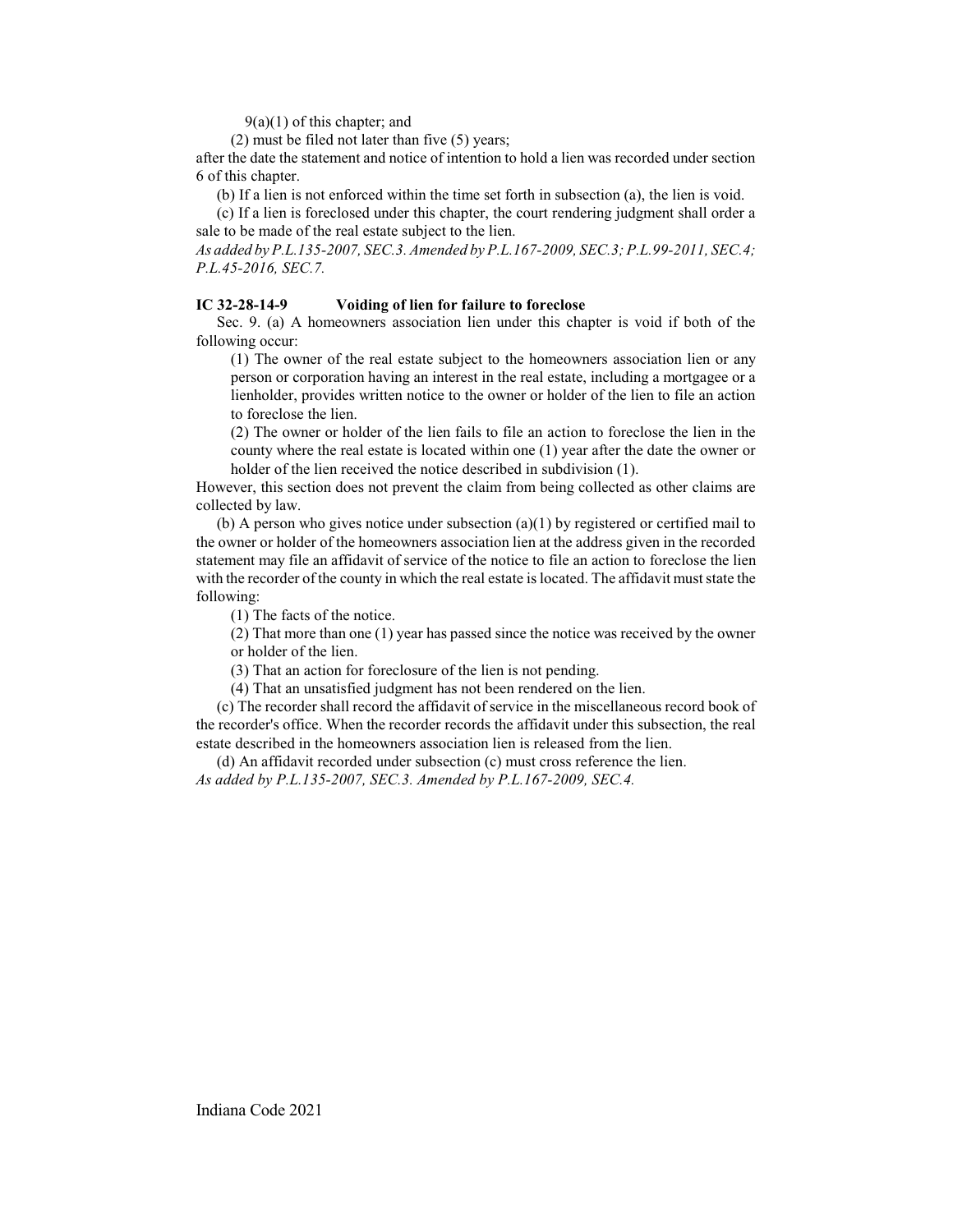9(a)(1) of this chapter; and

(2) must be filed not later than five (5) years;

after the date the statement and notice of intention to hold a lien was recorded under section 6 of this chapter.

(b) If a lien is not enforced within the time set forth in subsection (a), the lien is void.

(c) If a lien is foreclosed under this chapter, the court rendering judgment shall order a sale to be made of the real estate subject to the lien.

*As added by P.L.135-2007, SEC.3. Amended by P.L.167-2009, SEC.3; P.L.99-2011, SEC.4; P.L.45-2016, SEC.7.*

**IC 32-28-14-9 Voiding of lien for failure to foreclose**

Sec. 9. (a) A homeowners association lien under this chapter is void if both of the following occur:

(1) The owner of the real estate subject to the homeowners association lien or any person or corporation having an interest in the real estate, including a mortgagee or a lienholder, provides written notice to the owner or holder of the lien to file an action to foreclose the lien.

(2) The owner or holder of the lien fails to file an action to foreclose the lien in the county where the real estate is located within one (1) year after the date the owner or holder of the lien received the notice described in subdivision (1).

However, this section does not prevent the claim from being collected as other claims are collected by law.

(b) A person who gives notice under subsection (a)(1) by registered or certified mail to the owner or holder of the homeowners association lien at the address given in the recorded statement may file an affidavit of service of the notice to file an action to foreclose the lien with the recorder of the county in which the real estate is located. The affidavit must state the following:

(1) The facts of the notice.

(2) That more than one (1) year has passed since the notice was received by the owner or holder of the lien.

(3) That an action for foreclosure of the lien is not pending.

(4) That an unsatisfied judgment has not been rendered on the lien.

(c) The recorder shall record the affidavit of service in the miscellaneous record book of the recorder's office. When the recorder records the affidavit under this subsection, the real estate described in the homeowners association lien is released from the lien.

(d) An affidavit recorded under subsection (c) must cross reference the lien.

*As added by P.L.135-2007, SEC.3. Amended by P.L.167-2009, SEC.4.*